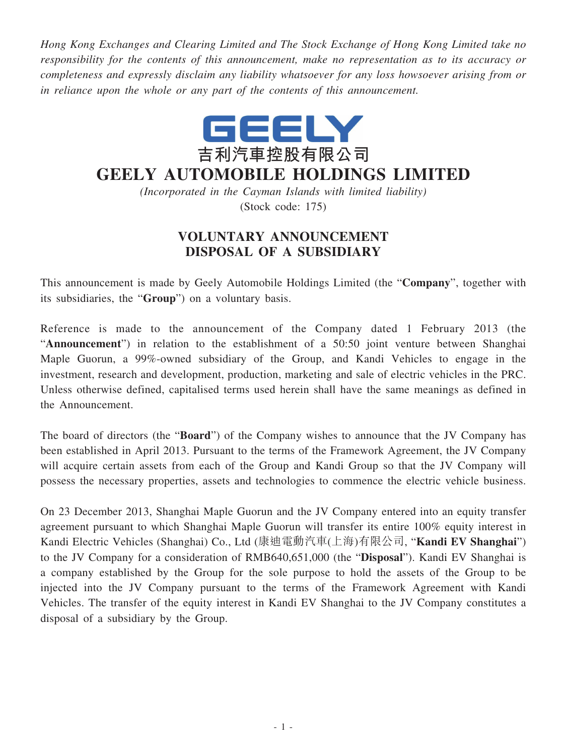*Hong Kong Exchanges and Clearing Limited and The Stock Exchange of Hong Kong Limited take no responsibility for the contents of this announcement, make no representation as to its accuracy or completeness and expressly disclaim any liability whatsoever for any loss howsoever arising from or in reliance upon the whole or any part of the contents of this announcement.*

GEELY

吉利汽車控股有限公司

# GEELY AUTOMOBILE HOLDINGS LIMITED

*(Incorporated in the Cayman Islands with limited liability)*

(Stock code: 175)

## VOLUNTARY ANNOUNCEMENT
## DISPOSAL OF A SUBSIDIARY

This announcement is made by Geely Automobile Holdings Limited (the "**Company**", together with its subsidiaries, the "**Group**") on a voluntary basis.

Reference is made to the announcement of the Company dated 1 February 2013 (the "**Announcement**") in relation to the establishment of a 50:50 joint venture between Shanghai Maple Guorun, a 99%-owned subsidiary of the Group, and Kandi Vehicles to engage in the investment, research and development, production, marketing and sale of electric vehicles in the PRC. Unless otherwise defined, capitalised terms used herein shall have the same meanings as defined in the Announcement.

The board of directors (the "**Board**") of the Company wishes to announce that the JV Company has been established in April 2013. Pursuant to the terms of the Framework Agreement, the JV Company will acquire certain assets from each of the Group and Kandi Group so that the JV Company will possess the necessary properties, assets and technologies to commence the electric vehicle business.

On 23 December 2013, Shanghai Maple Guorun and the JV Company entered into an equity transfer agreement pursuant to which Shanghai Maple Guorun will transfer its entire 100% equity interest in Kandi Electric Vehicles (Shanghai) Co., Ltd (康迪電動汽車(上海)有限公司, "**Kandi EV Shanghai**") to the JV Company for a consideration of RMB640,651,000 (the "**Disposal**"). Kandi EV Shanghai is a company established by the Group for the sole purpose to hold the assets of the Group to be injected into the JV Company pursuant to the terms of the Framework Agreement with Kandi Vehicles. The transfer of the equity interest in Kandi EV Shanghai to the JV Company constitutes a disposal of a subsidiary by the Group.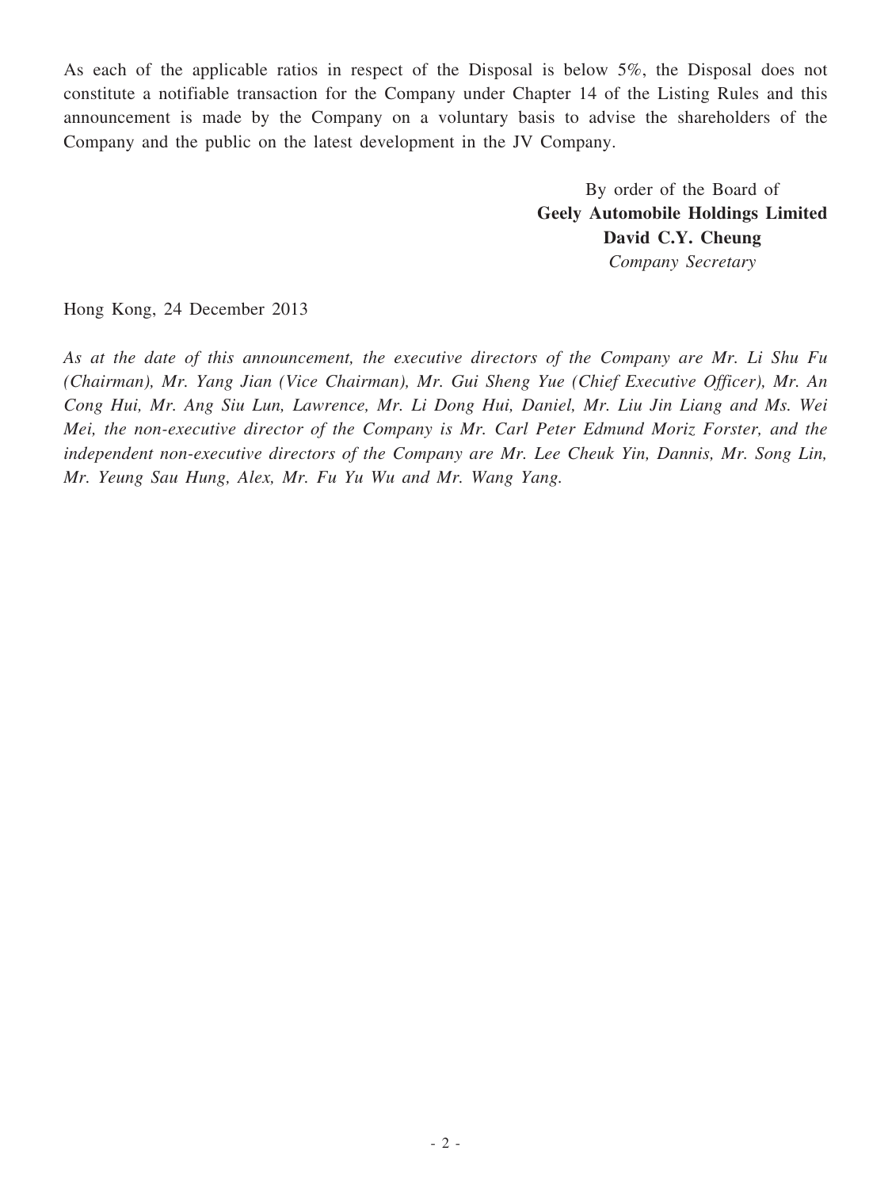As each of the applicable ratios in respect of the Disposal is below 5%, the Disposal does not constitute a notifiable transaction for the Company under Chapter 14 of the Listing Rules and this announcement is made by the Company on a voluntary basis to advise the shareholders of the Company and the public on the latest development in the JV Company.

By order of the Board of
**Geely Automobile Holdings Limited**
**David C.Y. Cheung**
*Company Secretary*

Hong Kong, 24 December 2013

*As at the date of this announcement, the executive directors of the Company are Mr. Li Shu Fu (Chairman), Mr. Yang Jian (Vice Chairman), Mr. Gui Sheng Yue (Chief Executive Officer), Mr. An Cong Hui, Mr. Ang Siu Lun, Lawrence, Mr. Li Dong Hui, Daniel, Mr. Liu Jin Liang and Ms. Wei Mei, the non-executive director of the Company is Mr. Carl Peter Edmund Moriz Forster, and the independent non-executive directors of the Company are Mr. Lee Cheuk Yin, Dannis, Mr. Song Lin, Mr. Yeung Sau Hung, Alex, Mr. Fu Yu Wu and Mr. Wang Yang.*